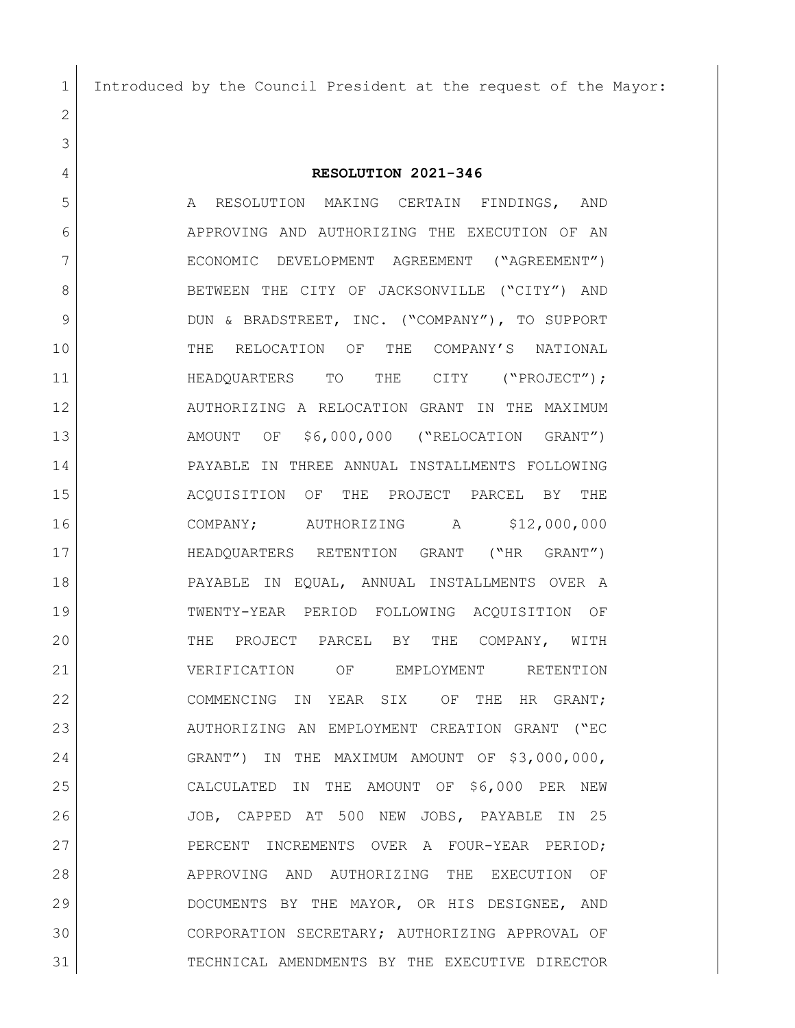Introduced by the Council President at the request of the Mayor:

**RESOLUTION 2021-346**

A RESOLUTION MAKING CERTAIN FINDINGS, AND APPROVING AND AUTHORIZING THE EXECUTION OF AN ECONOMIC DEVELOPMENT AGREEMENT ("AGREEMENT") BETWEEN THE CITY OF JACKSONVILLE ("CITY") AND DUN & BRADSTREET, INC. ("COMPANY"), TO SUPPORT THE RELOCATION OF THE COMPANY'S NATIONAL HEADQUARTERS TO THE CITY ("PROJECT"); AUTHORIZING A RELOCATION GRANT IN THE MAXIMUM AMOUNT OF $6,000,000 ("RELOCATION GRANT") PAYABLE IN THREE ANNUAL INSTALLMENTS FOLLOWING ACQUISITION OF THE PROJECT PARCEL BY THE COMPANY; AUTHORIZING A $12,000,000 HEADQUARTERS RETENTION GRANT ("HR GRANT") PAYABLE IN EQUAL, ANNUAL INSTALLMENTS OVER A TWENTY-YEAR PERIOD FOLLOWING ACQUISITION OF THE PROJECT PARCEL BY THE COMPANY, WITH VERIFICATION OF EMPLOYMENT RETENTION COMMENCING IN YEAR SIX OF THE HR GRANT; AUTHORIZING AN EMPLOYMENT CREATION GRANT ("EC GRANT") IN THE MAXIMUM AMOUNT OF $3,000,000, CALCULATED IN THE AMOUNT OF $6,000 PER NEW JOB, CAPPED AT 500 NEW JOBS, PAYABLE IN 25 PERCENT INCREMENTS OVER A FOUR-YEAR PERIOD; APPROVING AND AUTHORIZING THE EXECUTION OF DOCUMENTS BY THE MAYOR, OR HIS DESIGNEE, AND CORPORATION SECRETARY; AUTHORIZING APPROVAL OF TECHNICAL AMENDMENTS BY THE EXECUTIVE DIRECTOR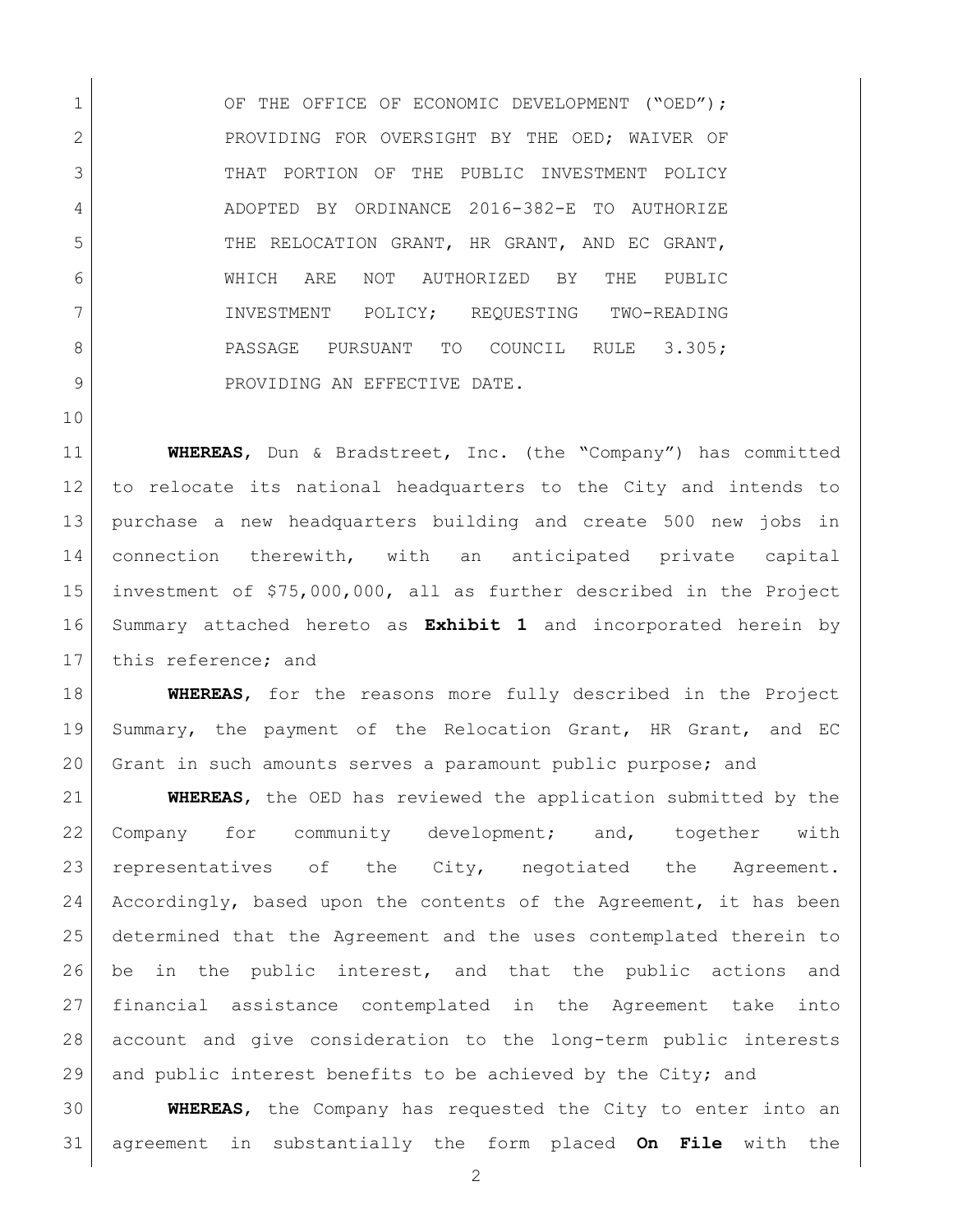OF THE OFFICE OF ECONOMIC DEVELOPMENT ("OED"); PROVIDING FOR OVERSIGHT BY THE OED; WAIVER OF THAT PORTION OF THE PUBLIC INVESTMENT POLICY ADOPTED BY ORDINANCE 2016-382-E TO AUTHORIZE THE RELOCATION GRANT, HR GRANT, AND EC GRANT, WHICH ARE NOT AUTHORIZED BY THE PUBLIC INVESTMENT POLICY; REQUESTING TWO-READING PASSAGE PURSUANT TO COUNCIL RULE 3.305; PROVIDING AN EFFECTIVE DATE.

**WHEREAS**, Dun & Bradstreet, Inc. (the "Company") has committed to relocate its national headquarters to the City and intends to purchase a new headquarters building and create 500 new jobs in connection therewith, with an anticipated private capital investment of $75,000,000, all as further described in the Project Summary attached hereto as **Exhibit 1** and incorporated herein by this reference; and

**WHEREAS**, for the reasons more fully described in the Project Summary, the payment of the Relocation Grant, HR Grant, and EC Grant in such amounts serves a paramount public purpose; and

**WHEREAS**, the OED has reviewed the application submitted by the Company for community development; and, together with representatives of the City, negotiated the Agreement. Accordingly, based upon the contents of the Agreement, it has been determined that the Agreement and the uses contemplated therein to be in the public interest, and that the public actions and financial assistance contemplated in the Agreement take into account and give consideration to the long-term public interests and public interest benefits to be achieved by the City; and

**WHEREAS**, the Company has requested the City to enter into an agreement in substantially the form placed **On File** with the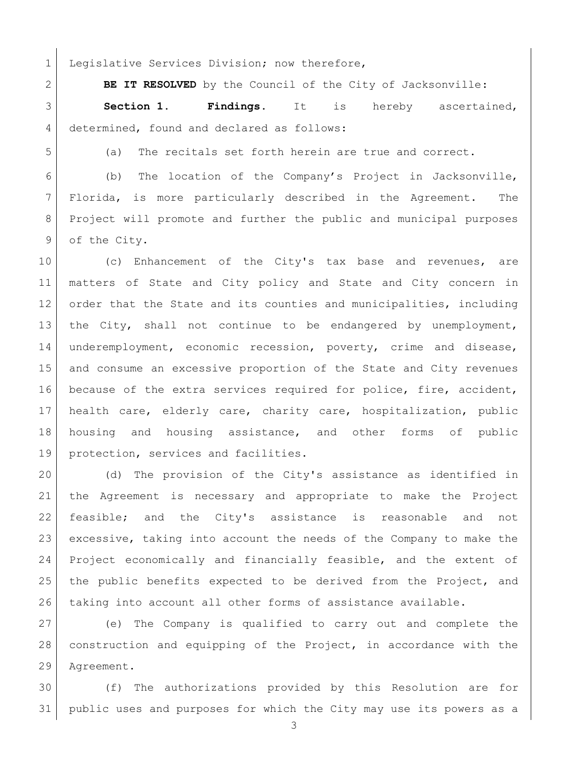Legislative Services Division; now therefore,

**BE IT RESOLVED** by the Council of the City of Jacksonville:

**Section 1. Findings.** It is hereby ascertained, determined, found and declared as follows:

(a) The recitals set forth herein are true and correct.

(b) The location of the Company's Project in Jacksonville, Florida, is more particularly described in the Agreement. The Project will promote and further the public and municipal purposes of the City.

(c) Enhancement of the City's tax base and revenues, are matters of State and City policy and State and City concern in order that the State and its counties and municipalities, including the City, shall not continue to be endangered by unemployment, underemployment, economic recession, poverty, crime and disease, and consume an excessive proportion of the State and City revenues because of the extra services required for police, fire, accident, health care, elderly care, charity care, hospitalization, public housing and housing assistance, and other forms of public protection, services and facilities.

(d) The provision of the City's assistance as identified in the Agreement is necessary and appropriate to make the Project feasible; and the City's assistance is reasonable and not excessive, taking into account the needs of the Company to make the Project economically and financially feasible, and the extent of the public benefits expected to be derived from the Project, and taking into account all other forms of assistance available.

(e) The Company is qualified to carry out and complete the construction and equipping of the Project, in accordance with the Agreement.

(f) The authorizations provided by this Resolution are for public uses and purposes for which the City may use its powers as a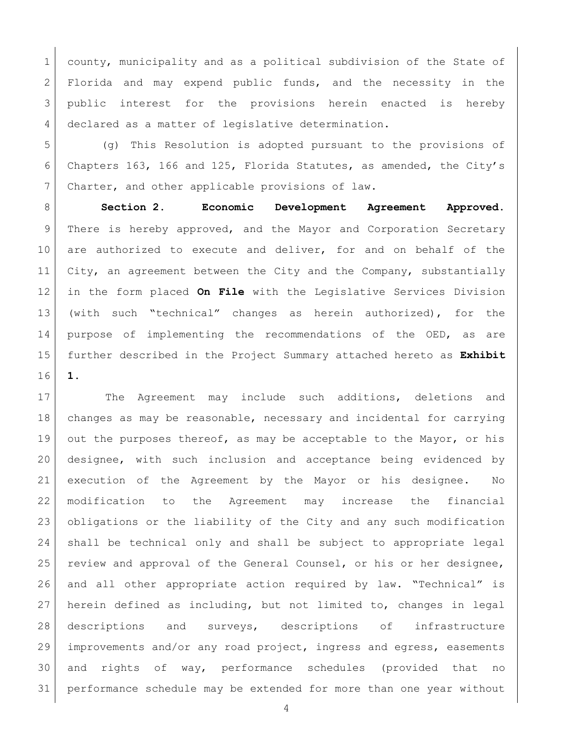county, municipality and as a political subdivision of the State of Florida and may expend public funds, and the necessity in the public interest for the provisions herein enacted is hereby declared as a matter of legislative determination.

(g) This Resolution is adopted pursuant to the provisions of Chapters 163, 166 and 125, Florida Statutes, as amended, the City's Charter, and other applicable provisions of law.

**Section 2. Economic Development Agreement Approved.** There is hereby approved, and the Mayor and Corporation Secretary are authorized to execute and deliver, for and on behalf of the City, an agreement between the City and the Company, substantially in the form placed **On File** with the Legislative Services Division (with such "technical" changes as herein authorized), for the purpose of implementing the recommendations of the OED, as are further described in the Project Summary attached hereto as **Exhibit 1.**

The Agreement may include such additions, deletions and changes as may be reasonable, necessary and incidental for carrying out the purposes thereof, as may be acceptable to the Mayor, or his designee, with such inclusion and acceptance being evidenced by execution of the Agreement by the Mayor or his designee. No modification to the Agreement may increase the financial obligations or the liability of the City and any such modification shall be technical only and shall be subject to appropriate legal review and approval of the General Counsel, or his or her designee, and all other appropriate action required by law. "Technical" is herein defined as including, but not limited to, changes in legal descriptions and surveys, descriptions of infrastructure improvements and/or any road project, ingress and egress, easements and rights of way, performance schedules (provided that no performance schedule may be extended for more than one year without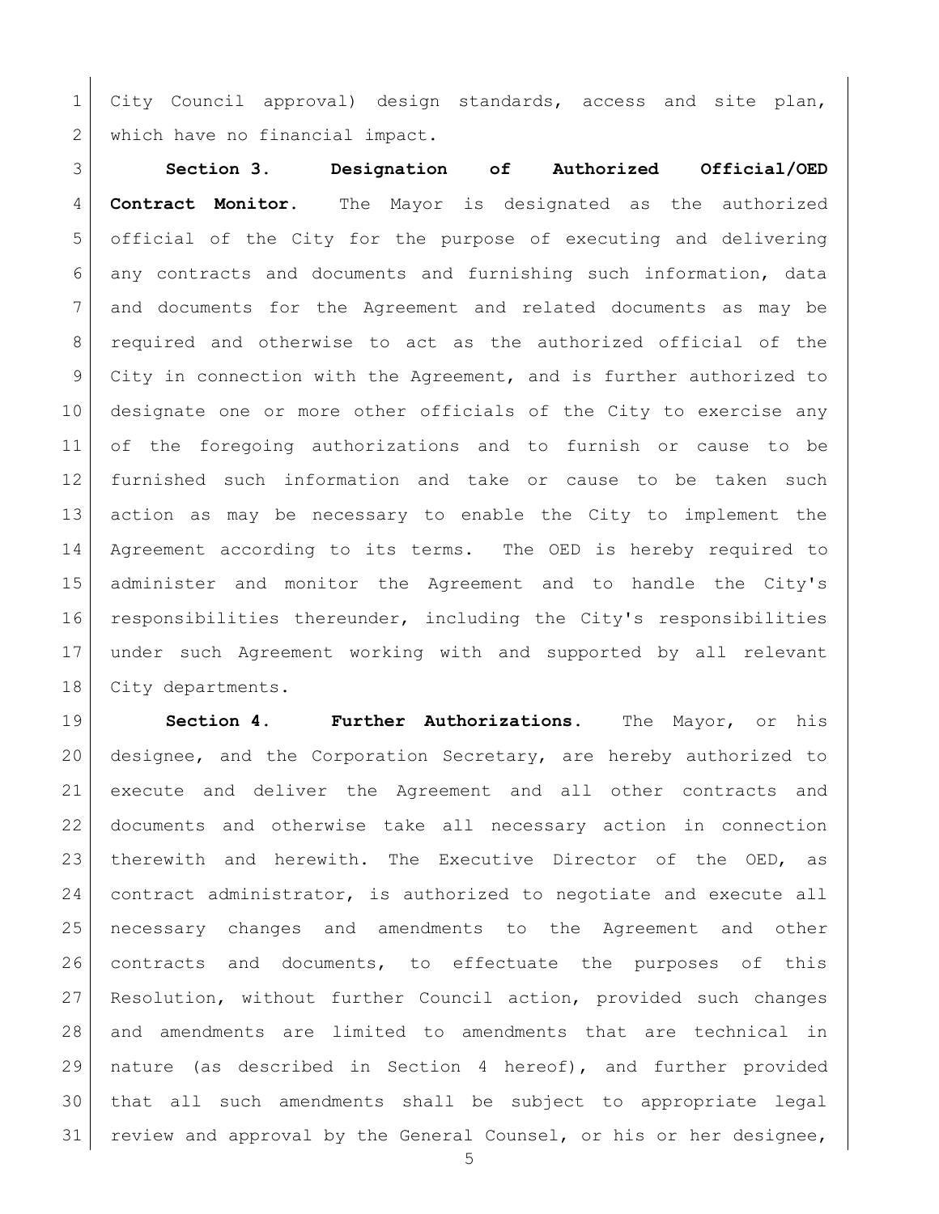City Council approval) design standards, access and site plan, which have no financial impact.

**Section 3. Designation of Authorized Official/OED Contract Monitor.** The Mayor is designated as the authorized official of the City for the purpose of executing and delivering any contracts and documents and furnishing such information, data and documents for the Agreement and related documents as may be required and otherwise to act as the authorized official of the City in connection with the Agreement, and is further authorized to designate one or more other officials of the City to exercise any of the foregoing authorizations and to furnish or cause to be furnished such information and take or cause to be taken such action as may be necessary to enable the City to implement the Agreement according to its terms. The OED is hereby required to administer and monitor the Agreement and to handle the City's responsibilities thereunder, including the City's responsibilities under such Agreement working with and supported by all relevant City departments.

**Section 4. Further Authorizations.** The Mayor, or his designee, and the Corporation Secretary, are hereby authorized to execute and deliver the Agreement and all other contracts and documents and otherwise take all necessary action in connection therewith and herewith. The Executive Director of the OED, as contract administrator, is authorized to negotiate and execute all necessary changes and amendments to the Agreement and other contracts and documents, to effectuate the purposes of this Resolution, without further Council action, provided such changes and amendments are limited to amendments that are technical in nature (as described in Section 4 hereof), and further provided that all such amendments shall be subject to appropriate legal review and approval by the General Counsel, or his or her designee,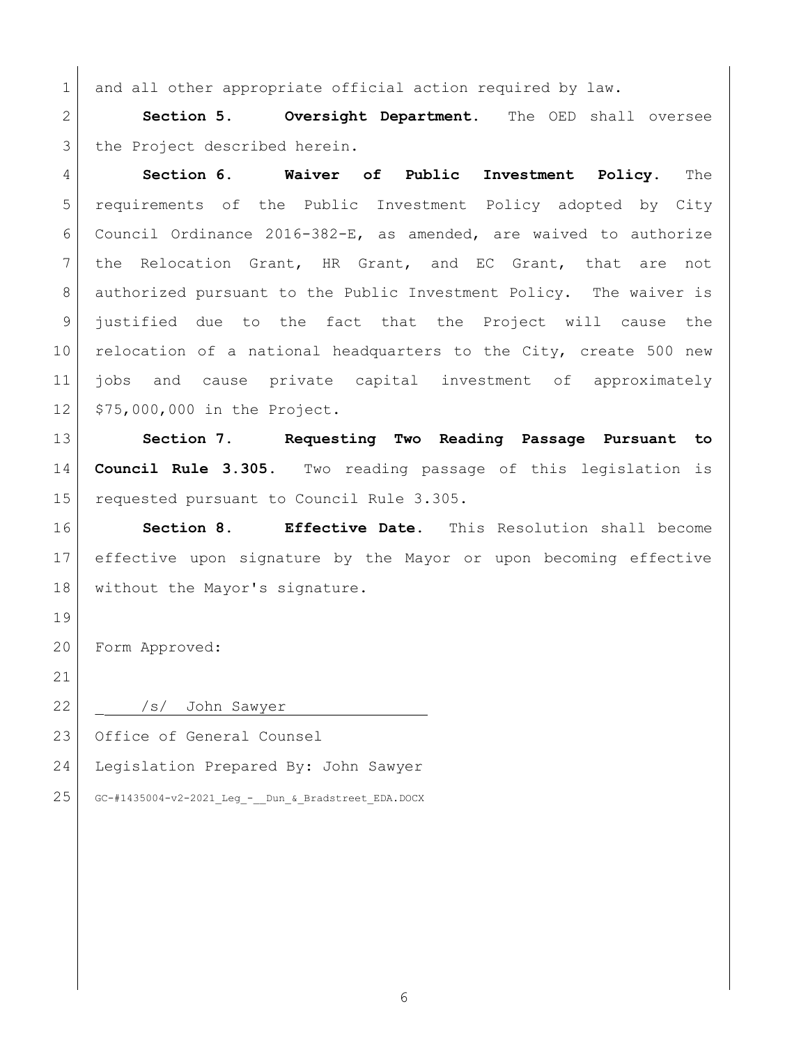and all other appropriate official action required by law.

**Section 5. Oversight Department.** The OED shall oversee the Project described herein.

**Section 6. Waiver of Public Investment Policy.** The requirements of the Public Investment Policy adopted by City Council Ordinance 2016-382-E, as amended, are waived to authorize the Relocation Grant, HR Grant, and EC Grant, that are not authorized pursuant to the Public Investment Policy. The waiver is justified due to the fact that the Project will cause the relocation of a national headquarters to the City, create 500 new jobs and cause private capital investment of approximately $75,000,000 in the Project.

**Section 7. Requesting Two Reading Passage Pursuant to Council Rule 3.305.** Two reading passage of this legislation is requested pursuant to Council Rule 3.305.

**Section 8. Effective Date.** This Resolution shall become effective upon signature by the Mayor or upon becoming effective without the Mayor's signature.

Form Approved:

/s/ John Sawyer

Office of General Counsel

Legislation Prepared By: John Sawyer

GC-#1435004-v2-2021_Leg_-__Dun_&_Bradstreet_EDA.DOCX